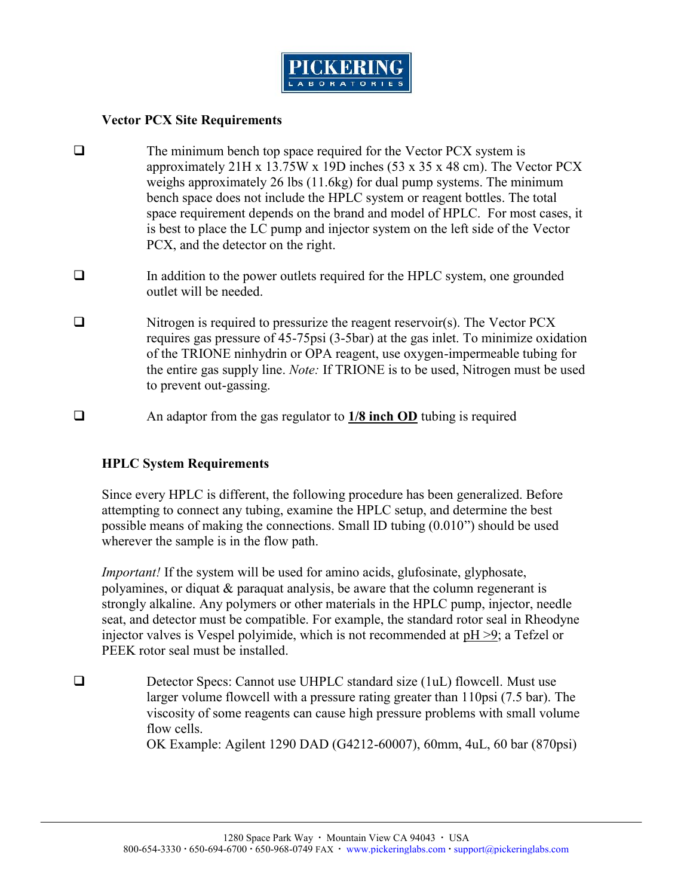# PICKERING LABORATORIES

**Vector PCX Site Requirements**

- [ ] The minimum bench top space required for the Vector PCX system is approximately 21H x 13.75W x 19D inches (53 x 35 x 48 cm). The Vector PCX weighs approximately 26 lbs (11.6kg) for dual pump systems. The minimum bench space does not include the HPLC system or reagent bottles. The total space requirement depends on the brand and model of HPLC. For most cases, it is best to place the LC pump and injector system on the left side of the Vector PCX, and the detector on the right.

- [ ] In addition to the power outlets required for the HPLC system, one grounded outlet will be needed.

- [ ] Nitrogen is required to pressurize the reagent reservoir(s). The Vector PCX requires gas pressure of 45-75psi (3-5bar) at the gas inlet. To minimize oxidation of the TRIONE ninhydrin or OPA reagent, use oxygen-impermeable tubing for the entire gas supply line. *Note:* If TRIONE is to be used, Nitrogen must be used to prevent out-gassing.

- [ ] An adaptor from the gas regulator to **<u>1/8 inch OD</u>** tubing is required

**HPLC System Requirements**

Since every HPLC is different, the following procedure has been generalized. Before attempting to connect any tubing, examine the HPLC setup, and determine the best possible means of making the connections. Small ID tubing (0.010") should be used wherever the sample is in the flow path.

*Important!* If the system will be used for amino acids, glufosinate, glyphosate, polyamines, or diquat & paraquat analysis, be aware that the column regenerant is strongly alkaline. Any polymers or other materials in the HPLC pump, injector, needle seat, and detector must be compatible. For example, the standard rotor seal in Rheodyne injector valves is Vespel polyimide, which is not recommended at <u>pH >9</u>; a Tefzel or PEEK rotor seal must be installed.

- [ ] Detector Specs: Cannot use UHPLC standard size (1uL) flowcell. Must use larger volume flowcell with a pressure rating greater than 110psi (7.5 bar). The viscosity of some reagents can cause high pressure problems with small volume flow cells.
  OK Example: Agilent 1290 DAD (G4212-60007), 60mm, 4uL, 60 bar (870psi)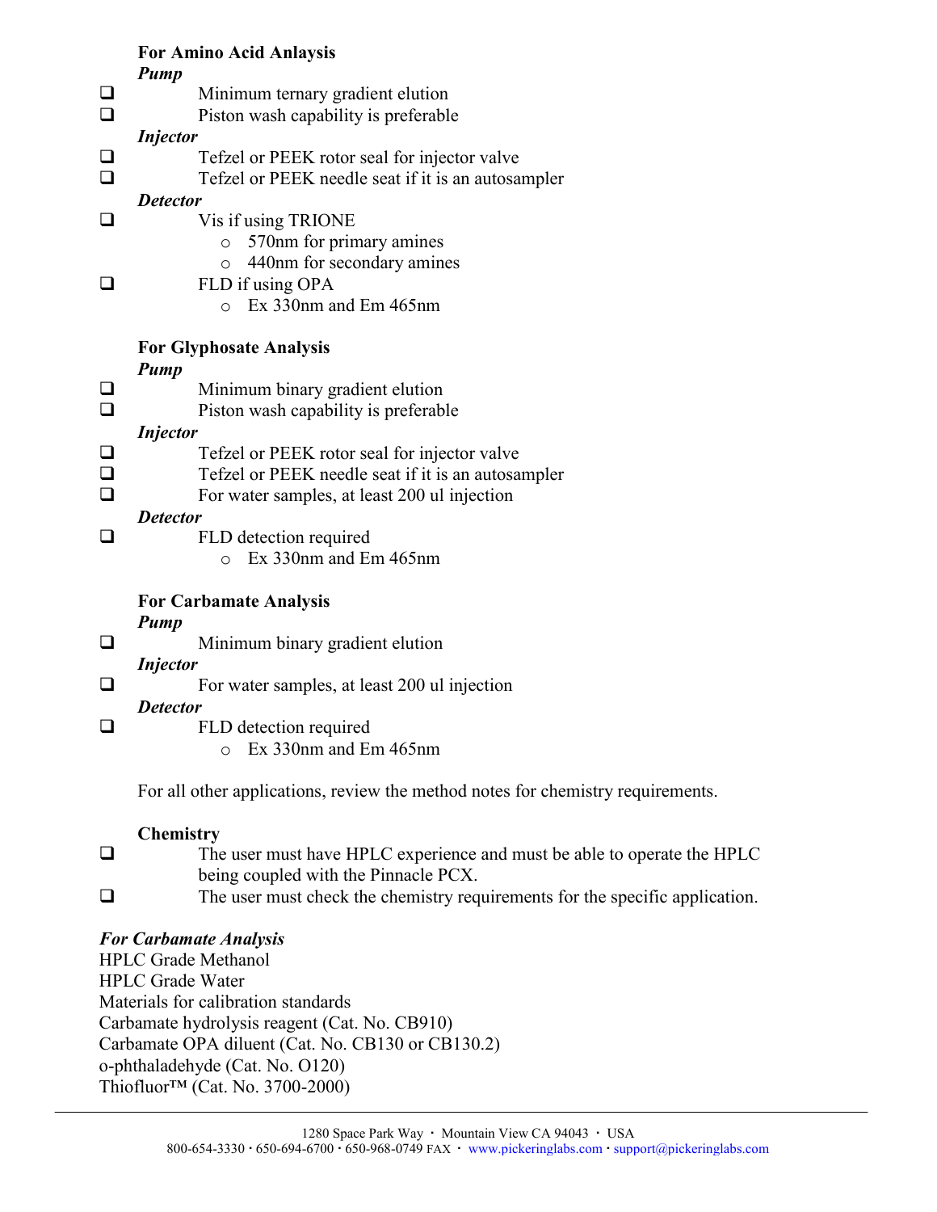**For Amino Acid Anlaysis**

***Pump***

- ❑ Minimum ternary gradient elution
- ❑ Piston wash capability is preferable

***Injector***

- ❑ Tefzel or PEEK rotor seal for injector valve
- ❑ Tefzel or PEEK needle seat if it is an autosampler

***Detector***

- ❑ Vis if using TRIONE
  - 570nm for primary amines
  - 440nm for secondary amines
- ❑ FLD if using OPA
  - Ex 330nm and Em 465nm

**For Glyphosate Analysis**

***Pump***

- ❑ Minimum binary gradient elution
- ❑ Piston wash capability is preferable

***Injector***

- ❑ Tefzel or PEEK rotor seal for injector valve
- ❑ Tefzel or PEEK needle seat if it is an autosampler
- ❑ For water samples, at least 200 ul injection

***Detector***

- ❑ FLD detection required
  - Ex 330nm and Em 465nm

**For Carbamate Analysis**

***Pump***

- ❑ Minimum binary gradient elution

***Injector***

- ❑ For water samples, at least 200 ul injection

***Detector***

- ❑ FLD detection required
  - Ex 330nm and Em 465nm

For all other applications, review the method notes for chemistry requirements.

**Chemistry**

- ❑ The user must have HPLC experience and must be able to operate the HPLC being coupled with the Pinnacle PCX.
- ❑ The user must check the chemistry requirements for the specific application.

***For Carbamate Analysis***

HPLC Grade Methanol
HPLC Grade Water
Materials for calibration standards
Carbamate hydrolysis reagent (Cat. No. CB910)
Carbamate OPA diluent (Cat. No. CB130 or CB130.2)
o-phthaladehyde (Cat. No. O120)
Thiofluor™ (Cat. No. 3700-2000)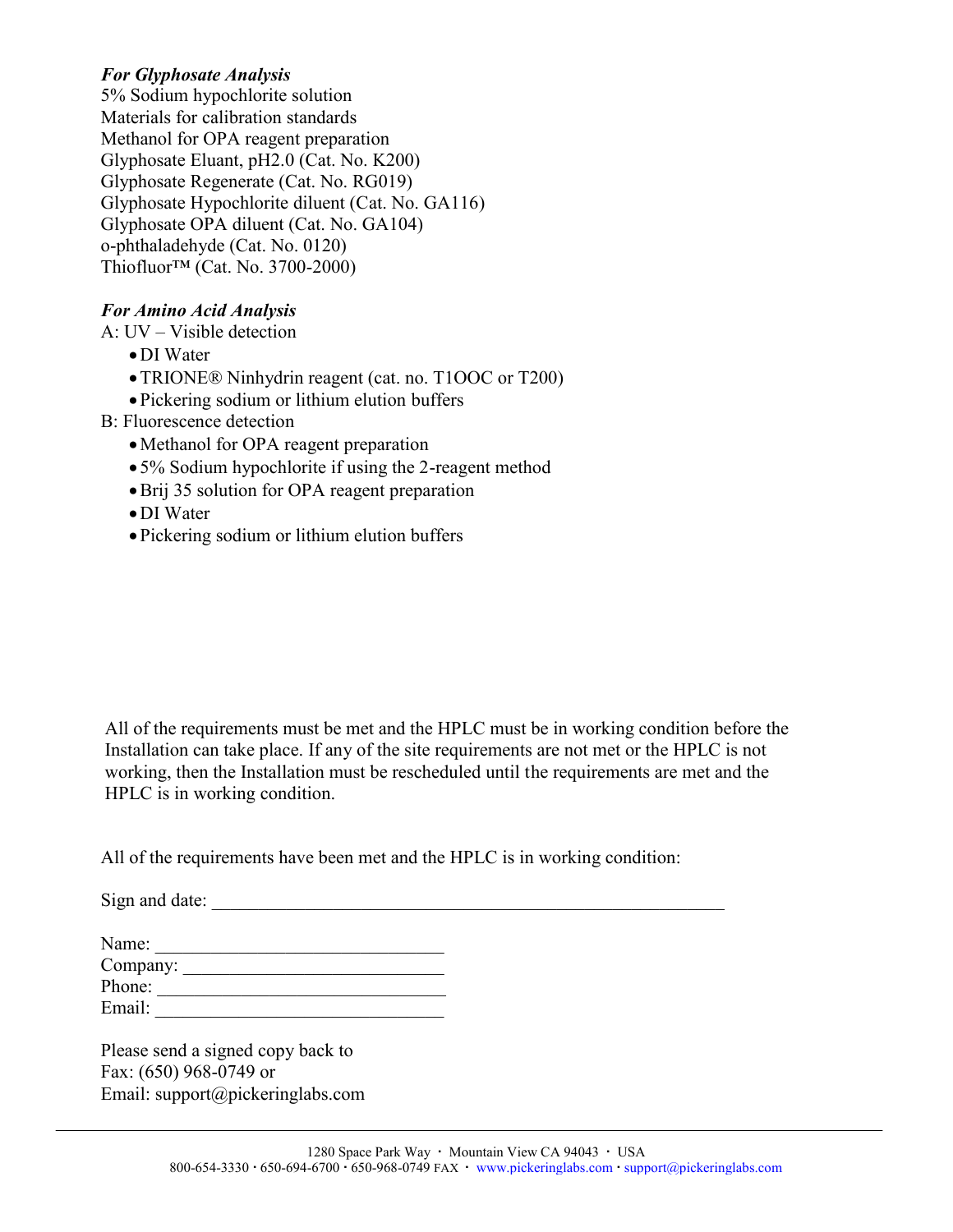***For Glyphosate Analysis***

5% Sodium hypochlorite solution
Materials for calibration standards
Methanol for OPA reagent preparation
Glyphosate Eluant, pH2.0 (Cat. No. K200)
Glyphosate Regenerate (Cat. No. RG019)
Glyphosate Hypochlorite diluent (Cat. No. GA116)
Glyphosate OPA diluent (Cat. No. GA104)
o-phthaladehyde (Cat. No. 0120)
Thiofluor™ (Cat. No. 3700-2000)

***For Amino Acid Analysis***

A: UV – Visible detection

- DI Water
- TRIONE® Ninhydrin reagent (cat. no. T1OOC or T200)
- Pickering sodium or lithium elution buffers

B: Fluorescence detection

- Methanol for OPA reagent preparation
- 5% Sodium hypochlorite if using the 2-reagent method
- Brij 35 solution for OPA reagent preparation
- DI Water
- Pickering sodium or lithium elution buffers

All of the requirements must be met and the HPLC must be in working condition before the Installation can take place. If any of the site requirements are not met or the HPLC is not working, then the Installation must be rescheduled until the requirements are met and the HPLC is in working condition.

All of the requirements have been met and the HPLC is in working condition:

Sign and date: ________________________________________________________

Name: ________________________________
Company: _____________________________
Phone: ________________________________
Email: ________________________________

Please send a signed copy back to
Fax: (650) 968-0749 or
Email: support@pickeringlabs.com

1280 Space Park Way · Mountain View CA 94043 · USA
800-654-3330 · 650-694-6700 · 650-968-0749 FAX · www.pickeringlabs.com · support@pickeringlabs.com